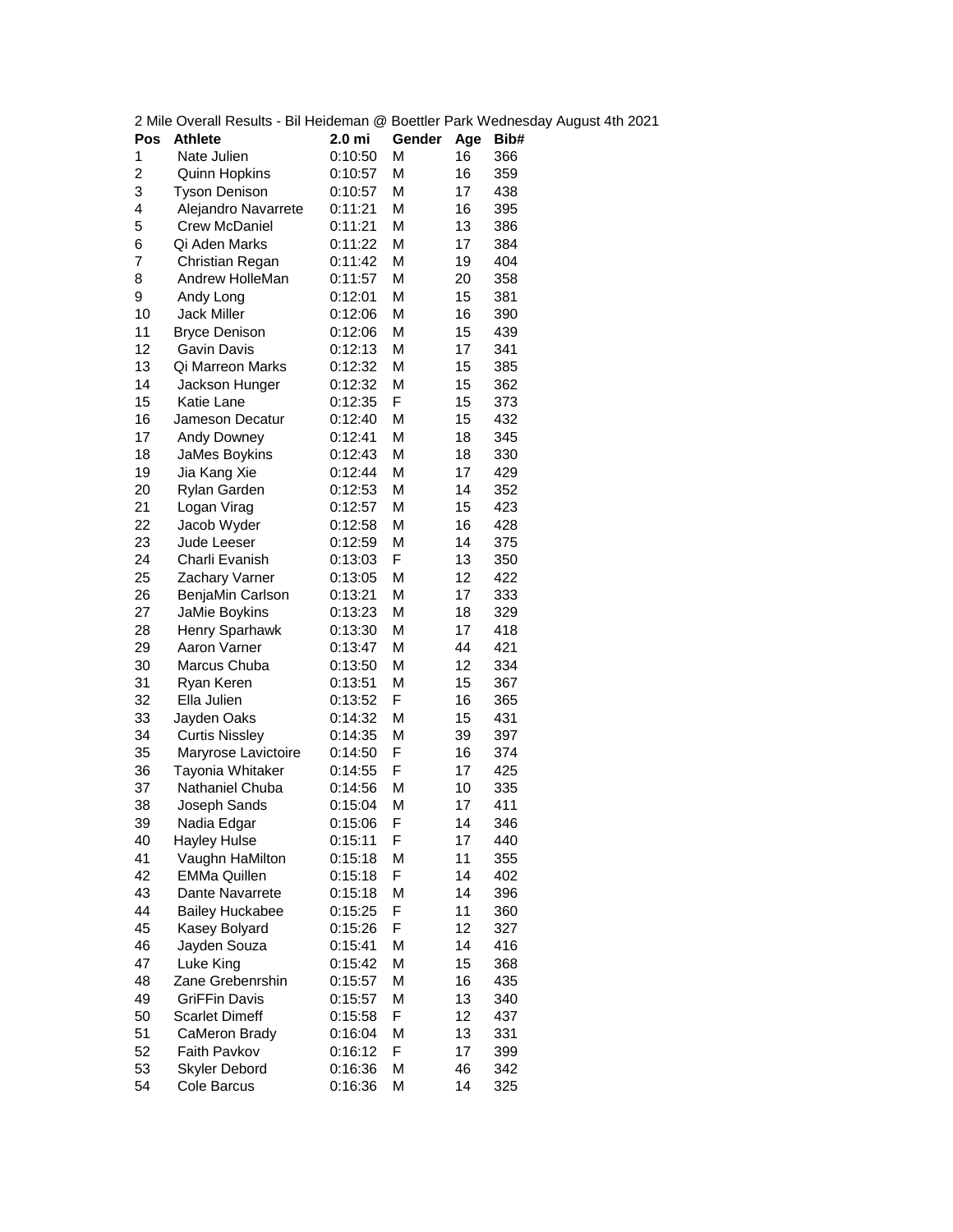2 Mile Overall Results - Bil Heideman @ Boettler Park Wednesday August 4th 2021

| Pos | Athlete | 2.0 mi | Gender | Age | Bib# |
|---|---|---|---|---|---|
| 1 | Nate Julien | 0:10:50 | M | 16 | 366 |
| 2 | Quinn Hopkins | 0:10:57 | M | 16 | 359 |
| 3 | Tyson Denison | 0:10:57 | M | 17 | 438 |
| 4 | Alejandro Navarrete | 0:11:21 | M | 16 | 395 |
| 5 | Crew McDaniel | 0:11:21 | M | 13 | 386 |
| 6 | Qi Aden Marks | 0:11:22 | M | 17 | 384 |
| 7 | Christian Regan | 0:11:42 | M | 19 | 404 |
| 8 | Andrew HolleMan | 0:11:57 | M | 20 | 358 |
| 9 | Andy Long | 0:12:01 | M | 15 | 381 |
| 10 | Jack Miller | 0:12:06 | M | 16 | 390 |
| 11 | Bryce Denison | 0:12:06 | M | 15 | 439 |
| 12 | Gavin Davis | 0:12:13 | M | 17 | 341 |
| 13 | Qi Marreon Marks | 0:12:32 | M | 15 | 385 |
| 14 | Jackson Hunger | 0:12:32 | M | 15 | 362 |
| 15 | Katie Lane | 0:12:35 | F | 15 | 373 |
| 16 | Jameson Decatur | 0:12:40 | M | 15 | 432 |
| 17 | Andy Downey | 0:12:41 | M | 18 | 345 |
| 18 | JaMes Boykins | 0:12:43 | M | 18 | 330 |
| 19 | Jia Kang Xie | 0:12:44 | M | 17 | 429 |
| 20 | Rylan Garden | 0:12:53 | M | 14 | 352 |
| 21 | Logan Virag | 0:12:57 | M | 15 | 423 |
| 22 | Jacob Wyder | 0:12:58 | M | 16 | 428 |
| 23 | Jude Leeser | 0:12:59 | M | 14 | 375 |
| 24 | Charli Evanish | 0:13:03 | F | 13 | 350 |
| 25 | Zachary Varner | 0:13:05 | M | 12 | 422 |
| 26 | BenjaMin Carlson | 0:13:21 | M | 17 | 333 |
| 27 | JaMie Boykins | 0:13:23 | M | 18 | 329 |
| 28 | Henry Sparhawk | 0:13:30 | M | 17 | 418 |
| 29 | Aaron Varner | 0:13:47 | M | 44 | 421 |
| 30 | Marcus Chuba | 0:13:50 | M | 12 | 334 |
| 31 | Ryan Keren | 0:13:51 | M | 15 | 367 |
| 32 | Ella Julien | 0:13:52 | F | 16 | 365 |
| 33 | Jayden Oaks | 0:14:32 | M | 15 | 431 |
| 34 | Curtis Nissley | 0:14:35 | M | 39 | 397 |
| 35 | Maryrose Lavictoire | 0:14:50 | F | 16 | 374 |
| 36 | Tayonia Whitaker | 0:14:55 | F | 17 | 425 |
| 37 | Nathaniel Chuba | 0:14:56 | M | 10 | 335 |
| 38 | Joseph Sands | 0:15:04 | M | 17 | 411 |
| 39 | Nadia Edgar | 0:15:06 | F | 14 | 346 |
| 40 | Hayley Hulse | 0:15:11 | F | 17 | 440 |
| 41 | Vaughn HaMilton | 0:15:18 | M | 11 | 355 |
| 42 | EMMa Quillen | 0:15:18 | F | 14 | 402 |
| 43 | Dante Navarrete | 0:15:18 | M | 14 | 396 |
| 44 | Bailey Huckabee | 0:15:25 | F | 11 | 360 |
| 45 | Kasey Bolyard | 0:15:26 | F | 12 | 327 |
| 46 | Jayden Souza | 0:15:41 | M | 14 | 416 |
| 47 | Luke King | 0:15:42 | M | 15 | 368 |
| 48 | Zane Grebenrshin | 0:15:57 | M | 16 | 435 |
| 49 | GriFFin Davis | 0:15:57 | M | 13 | 340 |
| 50 | Scarlet Dimeff | 0:15:58 | F | 12 | 437 |
| 51 | CaMeron Brady | 0:16:04 | M | 13 | 331 |
| 52 | Faith Pavkov | 0:16:12 | F | 17 | 399 |
| 53 | Skyler Debord | 0:16:36 | M | 46 | 342 |
| 54 | Cole Barcus | 0:16:36 | M | 14 | 325 |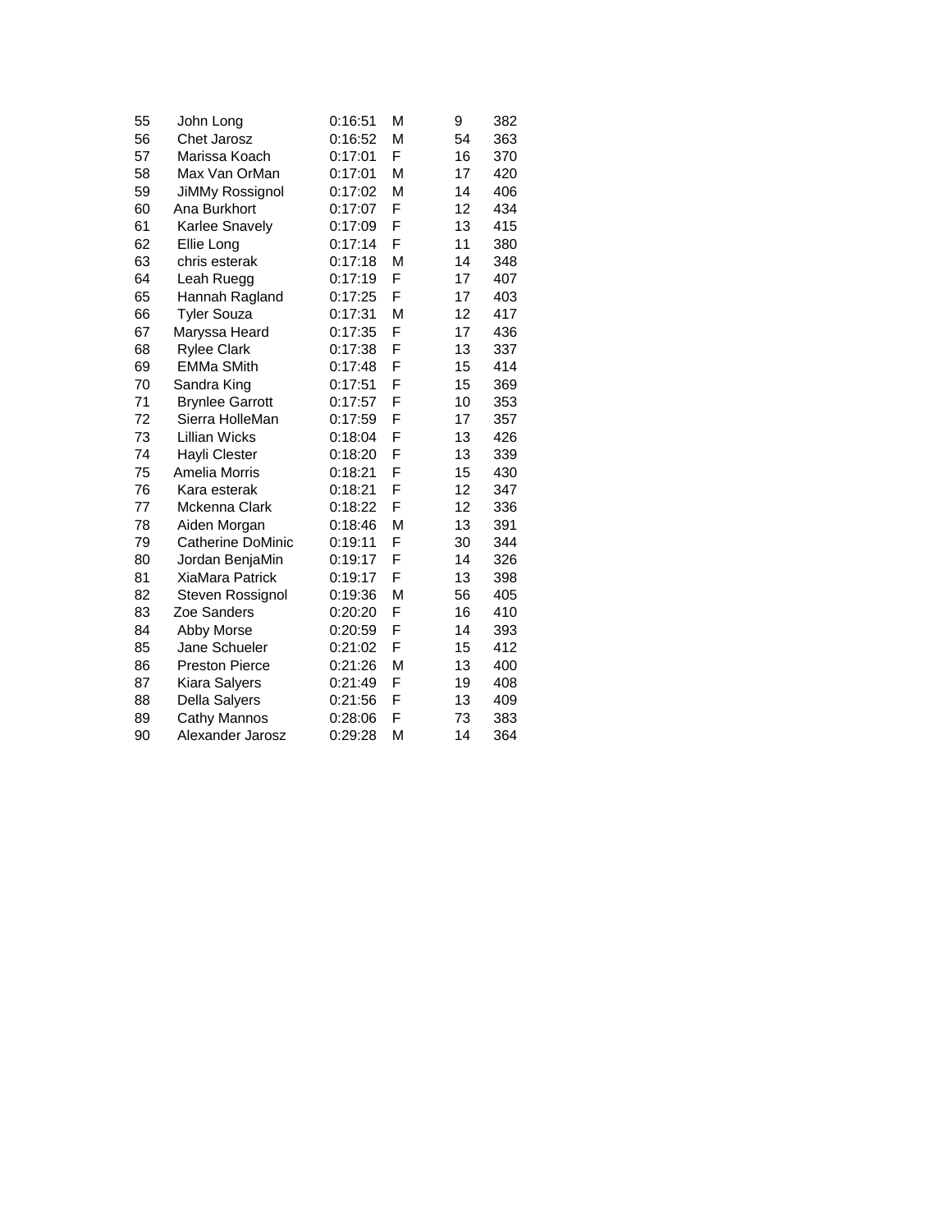| | | | | | |
|---|---|---|---|---|---|
| 55 | John Long | 0:16:51 | M | 9 | 382 |
| 56 | Chet Jarosz | 0:16:52 | M | 54 | 363 |
| 57 | Marissa Koach | 0:17:01 | F | 16 | 370 |
| 58 | Max Van OrMan | 0:17:01 | M | 17 | 420 |
| 59 | JiMMy Rossignol | 0:17:02 | M | 14 | 406 |
| 60 | Ana Burkhort | 0:17:07 | F | 12 | 434 |
| 61 | Karlee Snavely | 0:17:09 | F | 13 | 415 |
| 62 | Ellie Long | 0:17:14 | F | 11 | 380 |
| 63 | chris esterak | 0:17:18 | M | 14 | 348 |
| 64 | Leah Ruegg | 0:17:19 | F | 17 | 407 |
| 65 | Hannah Ragland | 0:17:25 | F | 17 | 403 |
| 66 | Tyler Souza | 0:17:31 | M | 12 | 417 |
| 67 | Maryssa Heard | 0:17:35 | F | 17 | 436 |
| 68 | Rylee Clark | 0:17:38 | F | 13 | 337 |
| 69 | EMMa SMith | 0:17:48 | F | 15 | 414 |
| 70 | Sandra King | 0:17:51 | F | 15 | 369 |
| 71 | Brynlee Garrott | 0:17:57 | F | 10 | 353 |
| 72 | Sierra HolleMan | 0:17:59 | F | 17 | 357 |
| 73 | Lillian Wicks | 0:18:04 | F | 13 | 426 |
| 74 | Hayli Clester | 0:18:20 | F | 13 | 339 |
| 75 | Amelia Morris | 0:18:21 | F | 15 | 430 |
| 76 | Kara esterak | 0:18:21 | F | 12 | 347 |
| 77 | Mckenna Clark | 0:18:22 | F | 12 | 336 |
| 78 | Aiden Morgan | 0:18:46 | M | 13 | 391 |
| 79 | Catherine DoMinic | 0:19:11 | F | 30 | 344 |
| 80 | Jordan BenjaMin | 0:19:17 | F | 14 | 326 |
| 81 | XiaMara Patrick | 0:19:17 | F | 13 | 398 |
| 82 | Steven Rossignol | 0:19:36 | M | 56 | 405 |
| 83 | Zoe Sanders | 0:20:20 | F | 16 | 410 |
| 84 | Abby Morse | 0:20:59 | F | 14 | 393 |
| 85 | Jane Schueler | 0:21:02 | F | 15 | 412 |
| 86 | Preston Pierce | 0:21:26 | M | 13 | 400 |
| 87 | Kiara Salyers | 0:21:49 | F | 19 | 408 |
| 88 | Della Salyers | 0:21:56 | F | 13 | 409 |
| 89 | Cathy Mannos | 0:28:06 | F | 73 | 383 |
| 90 | Alexander Jarosz | 0:29:28 | M | 14 | 364 |